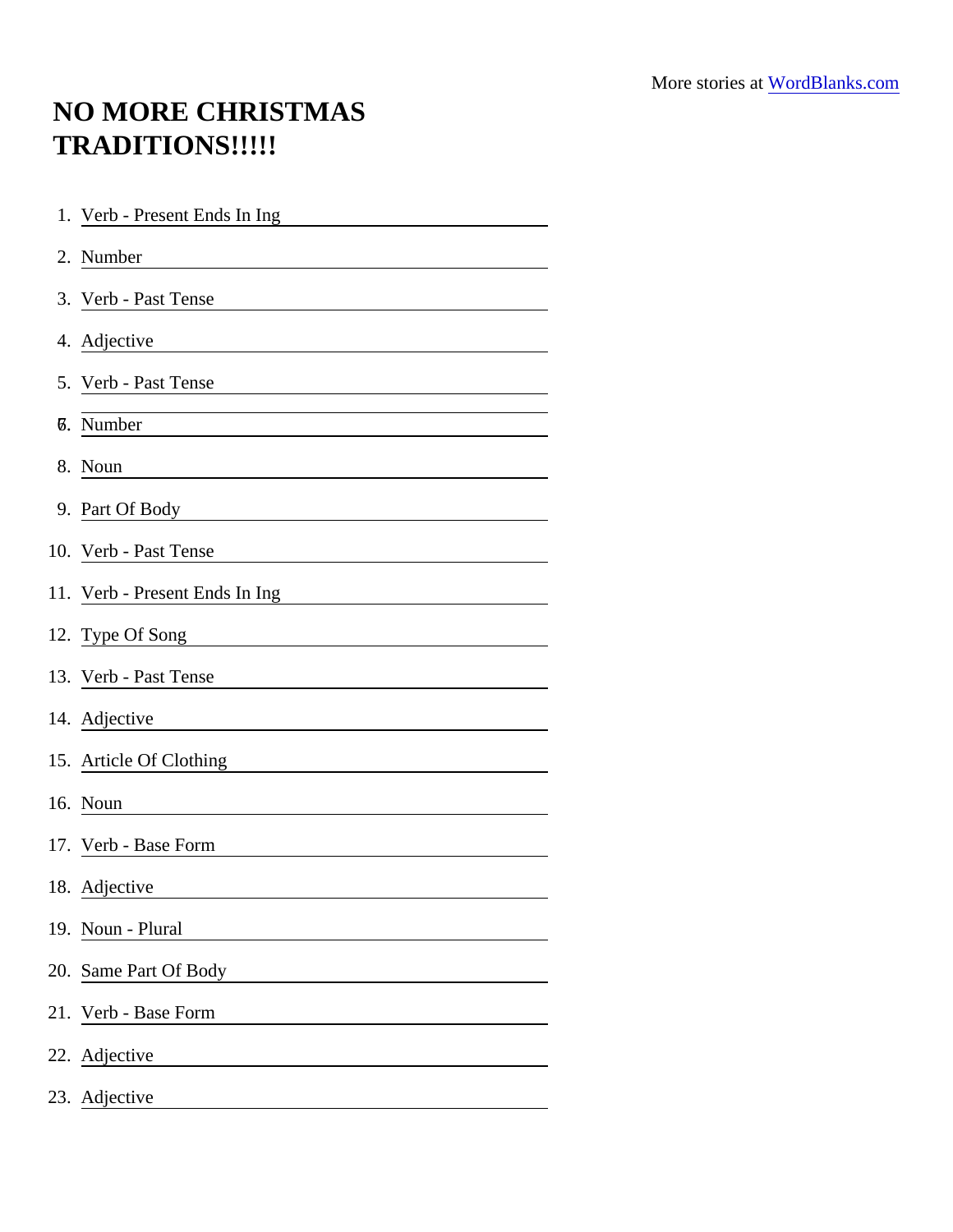# NO MORE CHRISTMAS TRADITIONS!!!!!

1. Verb - Present Ends In Ing
2. Number
3. Verb - Past Tense
4. Adjective
5. Verb - Past Tense
6. 
7. Number
8. Noun
9. Part Of Body
10. Verb - Past Tense
11. Verb - Present Ends In Ing
12. Type Of Song
13. Verb - Past Tense
14. Adjective
15. Article Of Clothing
16. Noun
17. Verb - Base Form
18. Adjective
19. Noun - Plural
20. Same Part Of Body
21. Verb - Base Form
22. Adjective
23. Adjective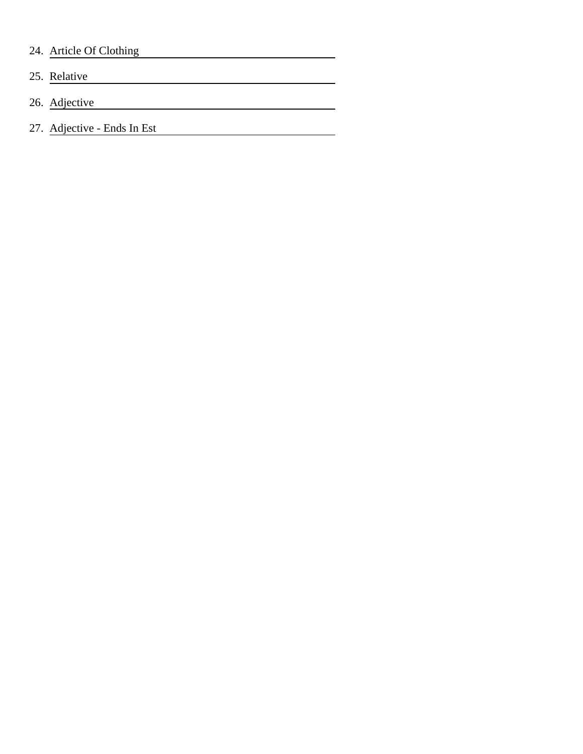24. Article Of Clothing \_\_\_\_\_\_\_\_\_\_\_\_\_\_\_\_\_\_\_\_\_\_\_\_\_\_\_\_

25. Relative \_\_\_\_\_\_\_\_\_\_\_\_\_\_\_\_\_\_\_\_\_\_\_\_\_\_\_\_

26. Adjective \_\_\_\_\_\_\_\_\_\_\_\_\_\_\_\_\_\_\_\_\_\_\_\_\_\_\_\_

27. Adjective - Ends In Est \_\_\_\_\_\_\_\_\_\_\_\_\_\_\_\_\_\_\_\_\_\_\_\_\_\_\_\_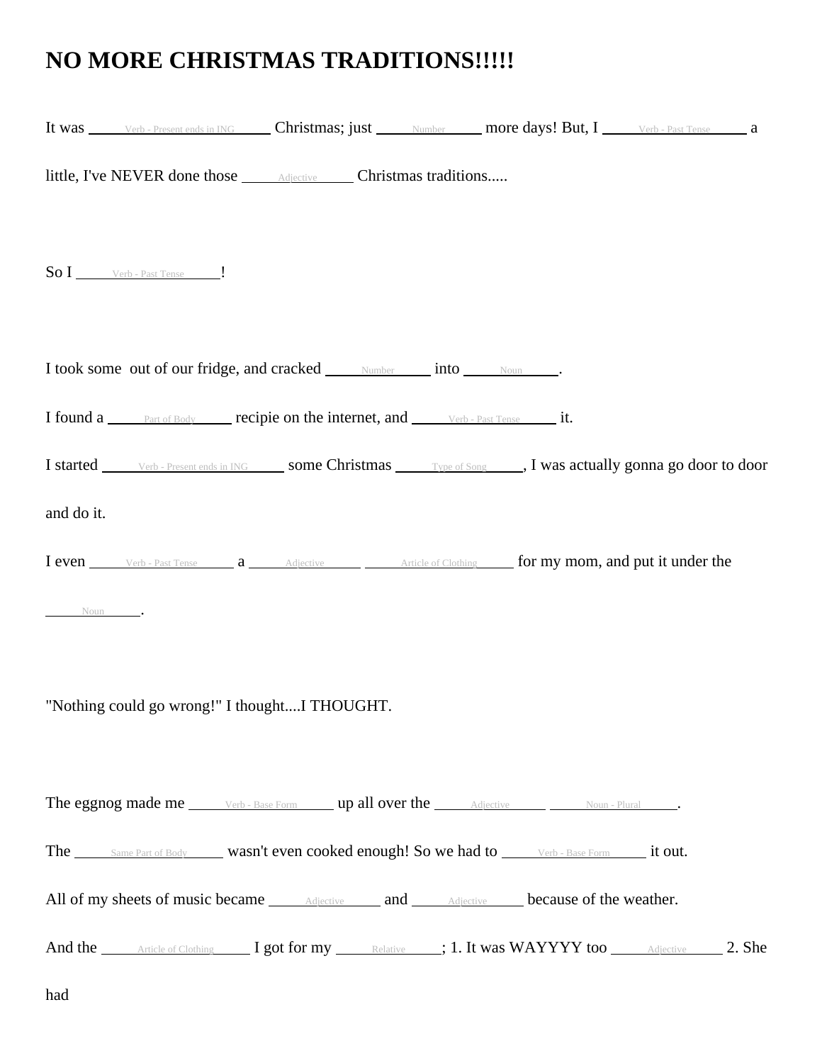# NO MORE CHRISTMAS TRADITIONS!!!!!

It was ____Verb - Present ends in ING____ Christmas; just ____Number____ more days! But, I ____Verb - Past Tense____ a little, I've NEVER done those ____Adjective____ Christmas traditions.....

So I ____Verb - Past Tense____!

I took some  out of our fridge, and cracked ____Number____ into ____Noun____.

I found a ____Part of Body____ recipie on the internet, and ____Verb - Past Tense____ it.

I started ____Verb - Present ends in ING____ some Christmas ____Type of Song____, I was actually gonna go door to door and do it.

I even ____Verb - Past Tense____ a ____Adjective____ ____Article of Clothing____ for my mom, and put it under the ____Noun____.

"Nothing could go wrong!" I thought....I THOUGHT.

The eggnog made me ____Verb - Base Form____ up all over the ____Adjective____ ____Noun - Plural____.

The ____Same Part of Body____ wasn't even cooked enough! So we had to ____Verb - Base Form____ it out.

All of my sheets of music became ____Adjective____ and ____Adjective____ because of the weather.

And the ____Article of Clothing____ I got for my ____Relative____; 1. It was WAYYYY too ____Adjective____ 2. She had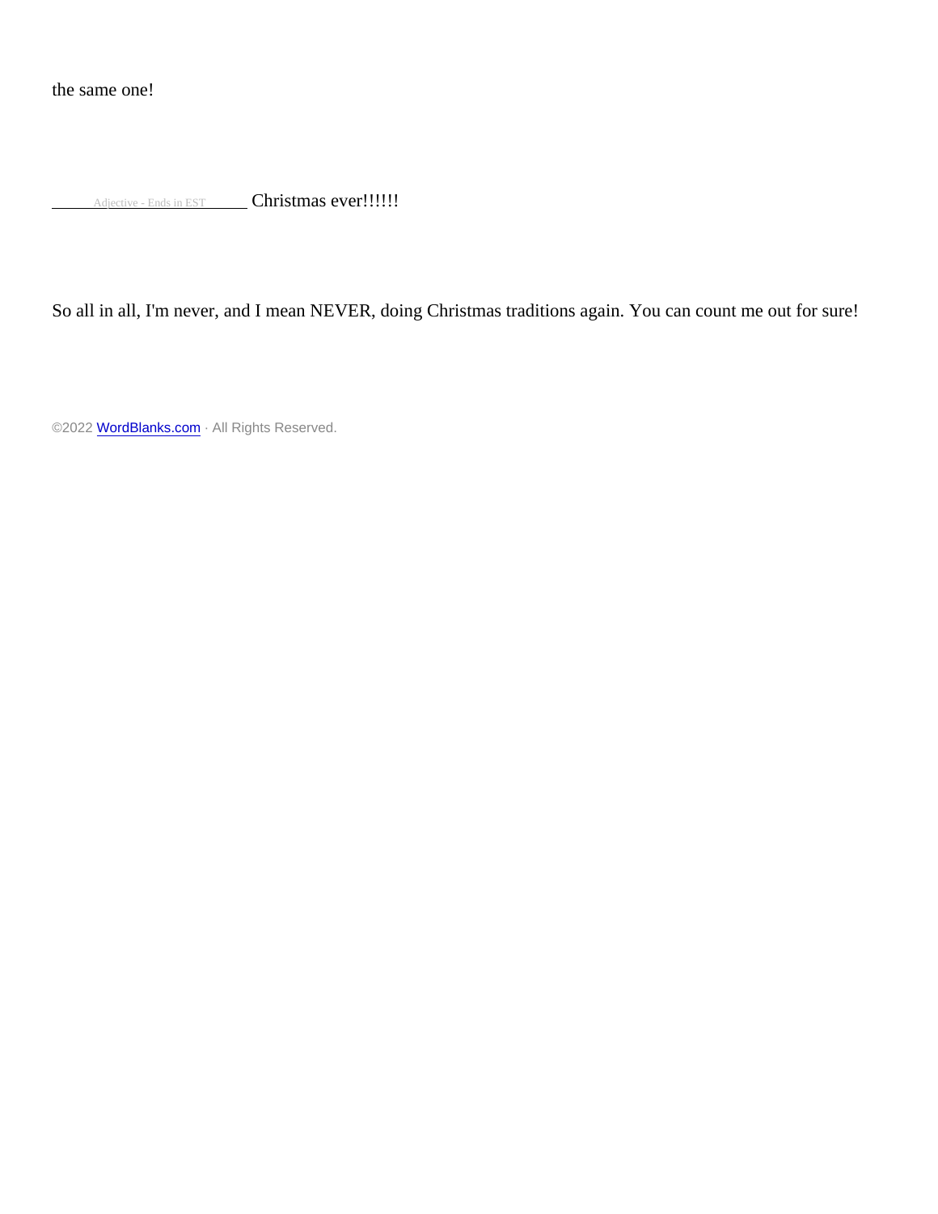the same one!

\_\_\_\_\_\_Adjective - Ends in EST\_\_\_\_\_\_ Christmas ever!!!!!!

So all in all, I'm never, and I mean NEVER, doing Christmas traditions again. You can count me out for sure!

©2022 WordBlanks.com · All Rights Reserved.